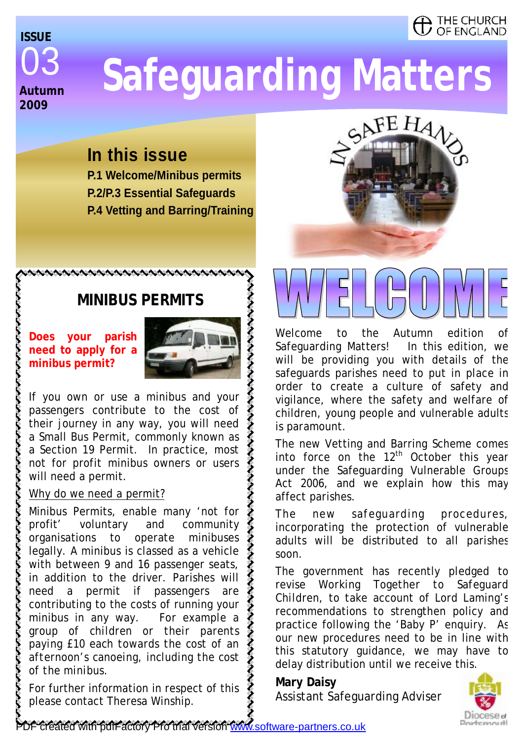ISSUE 03
Autumn 2009

# Safeguarding Matters

THE CHURCH OF ENGLAND

## In this issue

**P.1 Welcome/Minibus permits**
**P.2/P.3 Essential Safeguards**
**P.4 Vetting and Barring/Training**

## WELCOME

Welcome to the Autumn edition of Safeguarding Matters! In this edition, we will be providing you with details of the safeguards parishes need to put in place in order to create a culture of safety and vigilance, where the safety and welfare of children, young people and vulnerable adults is paramount.

The new Vetting and Barring Scheme comes into force on the 12th October this year under the Safeguarding Vulnerable Groups Act 2006, and we explain how this may affect parishes.

The new safeguarding procedures, incorporating the protection of vulnerable adults will be distributed to all parishes soon.

The government has recently pledged to revise Working Together to Safeguard Children, to take account of Lord Laming's recommendations to strengthen policy and practice following the 'Baby P' enquiry. As our new procedures need to be in line with this statutory guidance, we may have to delay distribution until we receive this.

**Mary Daisy**
Assistant Safeguarding Adviser

Diocese of Portsmouth

## MINIBUS PERMITS

**Does your parish need to apply for a minibus permit?**

If you own or use a minibus and your passengers contribute to the cost of their journey in any way, you will need a Small Bus Permit, commonly known as a Section 19 Permit. In practice, most not for profit minibus owners or users will need a permit.

Why do we need a permit?

Minibus Permits, enable many 'not for profit' voluntary and community organisations to operate minibuses legally. A minibus is classed as a vehicle with between 9 and 16 passenger seats, in addition to the driver. Parishes will need a permit if passengers are contributing to the costs of running your minibus in any way. For example a group of children or their parents paying £10 each towards the cost of an afternoon's canoeing, including the cost of the minibus.

For further information in respect of this please contact Theresa Winship.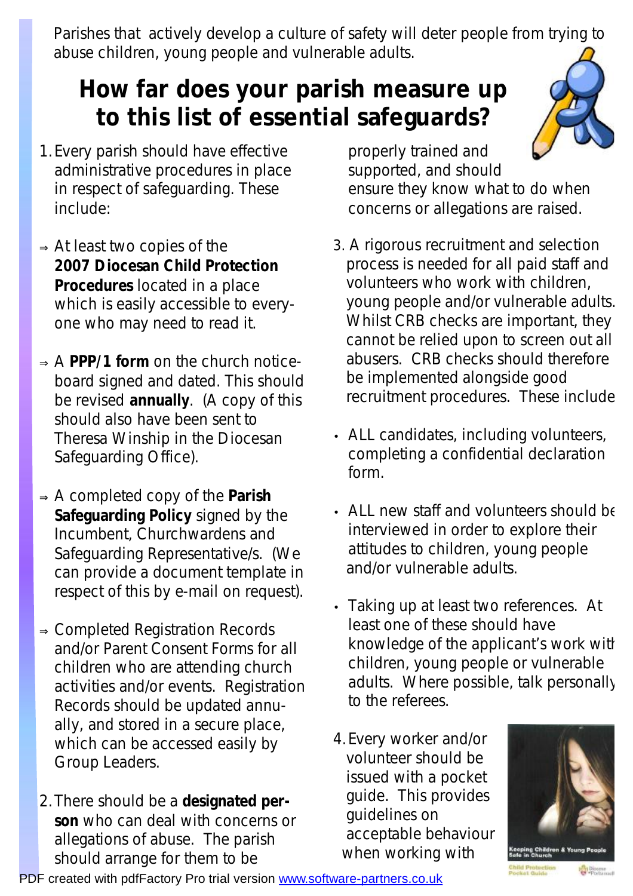Parishes that actively develop a culture of safety will deter people from trying to abuse children, young people and vulnerable adults.

## How far does your parish measure up to this list of essential safeguards?

1. Every parish should have effective administrative procedures in place in respect of safeguarding. These include:

   - ⇒ At least two copies of the **2007 Diocesan Child Protection Procedures** located in a place which is easily accessible to everyone who may need to read it.
   - ⇒ A **PPP/1 form** on the church noticeboard signed and dated. This should be revised **annually**. (A copy of this should also have been sent to Theresa Winship in the Diocesan Safeguarding Office).
   - ⇒ A completed copy of the **Parish Safeguarding Policy** signed by the Incumbent, Churchwardens and Safeguarding Representative/s. (We can provide a document template in respect of this by e-mail on request).
   - ⇒ Completed Registration Records and/or Parent Consent Forms for all children who are attending church activities and/or events. Registration Records should be updated annually, and stored in a secure place, which can be accessed easily by Group Leaders.

2. There should be a **designated person** who can deal with concerns or allegations of abuse. The parish should arrange for them to be properly trained and supported, and should ensure they know what to do when concerns or allegations are raised.

3. A rigorous recruitment and selection process is needed for all paid staff and volunteers who work with children, young people and/or vulnerable adults. Whilst CRB checks are important, they cannot be relied upon to screen out all abusers. CRB checks should therefore be implemented alongside good recruitment procedures. These include

   - ALL candidates, including volunteers, completing a confidential declaration form.
   - ALL new staff and volunteers should be interviewed in order to explore their attitudes to children, young people and/or vulnerable adults.
   - Taking up at least two references. At least one of these should have knowledge of the applicant's work with children, young people or vulnerable adults. Where possible, talk personally to the referees.

4. Every worker and/or volunteer should be issued with a pocket guide. This provides guidelines on acceptable behaviour when working with

Keeping Children & Young People Safe in Church

Child Protection Pocket Guide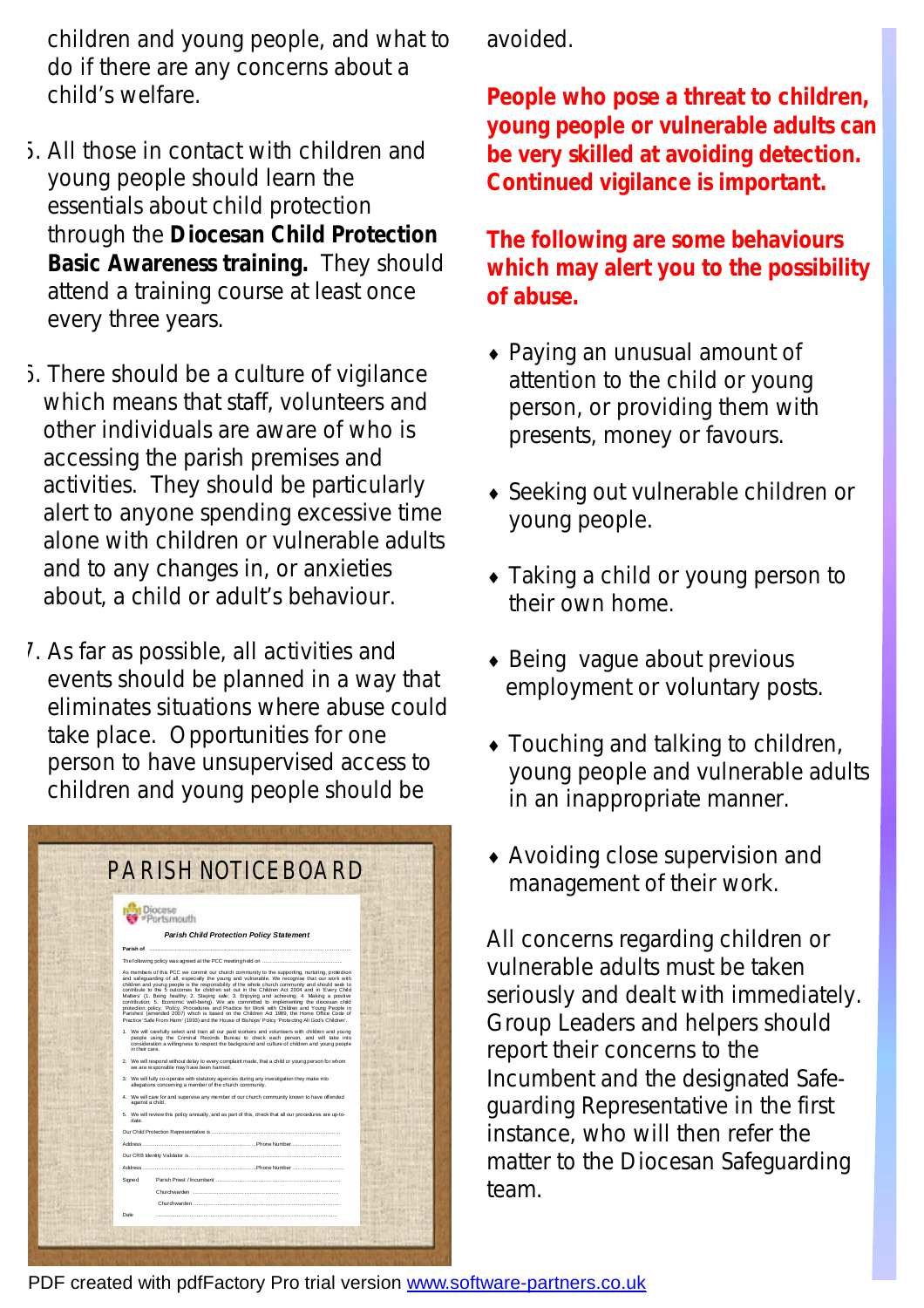children and young people, and what to do if there are any concerns about a child's welfare.

5. All those in contact with children and young people should learn the essentials about child protection through the **Diocesan Child Protection Basic Awareness training.** They should attend a training course at least once every three years.

6. There should be a culture of vigilance which means that staff, volunteers and other individuals are aware of who is accessing the parish premises and activities. They should be particularly alert to anyone spending excessive time alone with children or vulnerable adults and to any changes in, or anxieties about, a child or adult's behaviour.

7. As far as possible, all activities and events should be planned in a way that eliminates situations where abuse could take place. Opportunities for one person to have unsupervised access to children and young people should be avoided.

**People who pose a threat to children, young people or vulnerable adults can be very skilled at avoiding detection. Continued vigilance is important.**

**The following are some behaviours which may alert you to the possibility of abuse.**

- Paying an unusual amount of attention to the child or young person, or providing them with presents, money or favours.
- Seeking out vulnerable children or young people.
- Taking a child or young person to their own home.
- Being vague about previous employment or voluntary posts.
- Touching and talking to children, young people and vulnerable adults in an inappropriate manner.
- Avoiding close supervision and management of their work.

All concerns regarding children or vulnerable adults must be taken seriously and dealt with immediately. Group Leaders and helpers should report their concerns to the Incumbent and the designated Safeguarding Representative in the first instance, who will then refer the matter to the Diocesan Safeguarding team.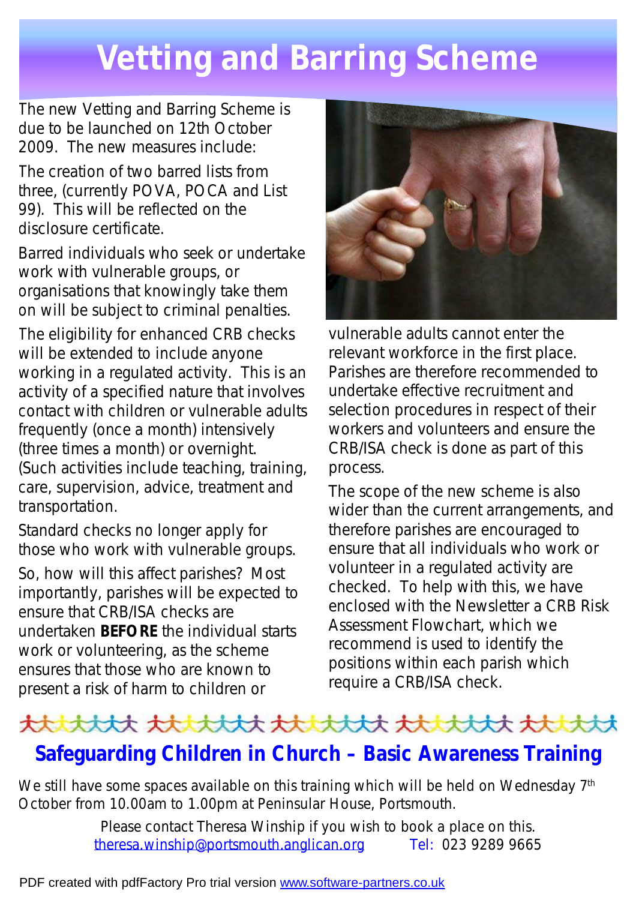# Vetting and Barring Scheme

The new Vetting and Barring Scheme is due to be launched on 12th October 2009. The new measures include:

The creation of two barred lists from three, (currently POVA, POCA and List 99). This will be reflected on the disclosure certificate.

Barred individuals who seek or undertake work with vulnerable groups, or organisations that knowingly take them on will be subject to criminal penalties.

The eligibility for enhanced CRB checks will be extended to include anyone working in a regulated activity. This is an activity of a specified nature that involves contact with children or vulnerable adults frequently (once a month) intensively (three times a month) or overnight. (Such activities include teaching, training, care, supervision, advice, treatment and transportation.

Standard checks no longer apply for those who work with vulnerable groups.

So, how will this affect parishes? Most importantly, parishes will be expected to ensure that CRB/ISA checks are undertaken **BEFORE** the individual starts work or volunteering, as the scheme ensures that those who are known to present a risk of harm to children or vulnerable adults cannot enter the relevant workforce in the first place. Parishes are therefore recommended to undertake effective recruitment and selection procedures in respect of their workers and volunteers and ensure the CRB/ISA check is done as part of this process.

The scope of the new scheme is also wider than the current arrangements, and therefore parishes are encouraged to ensure that all individuals who work or volunteer in a regulated activity are checked. To help with this, we have enclosed with the Newsletter a CRB Risk Assessment Flowchart, which we recommend is used to identify the positions within each parish which require a CRB/ISA check.

## Safeguarding Children in Church – Basic Awareness Training

We still have some spaces available on this training which will be held on Wednesday 7th October from 10.00am to 1.00pm at Peninsular House, Portsmouth.

Please contact Theresa Winship if you wish to book a place on this.
theresa.winship@portsmouth.anglican.org Tel: 023 9289 9665